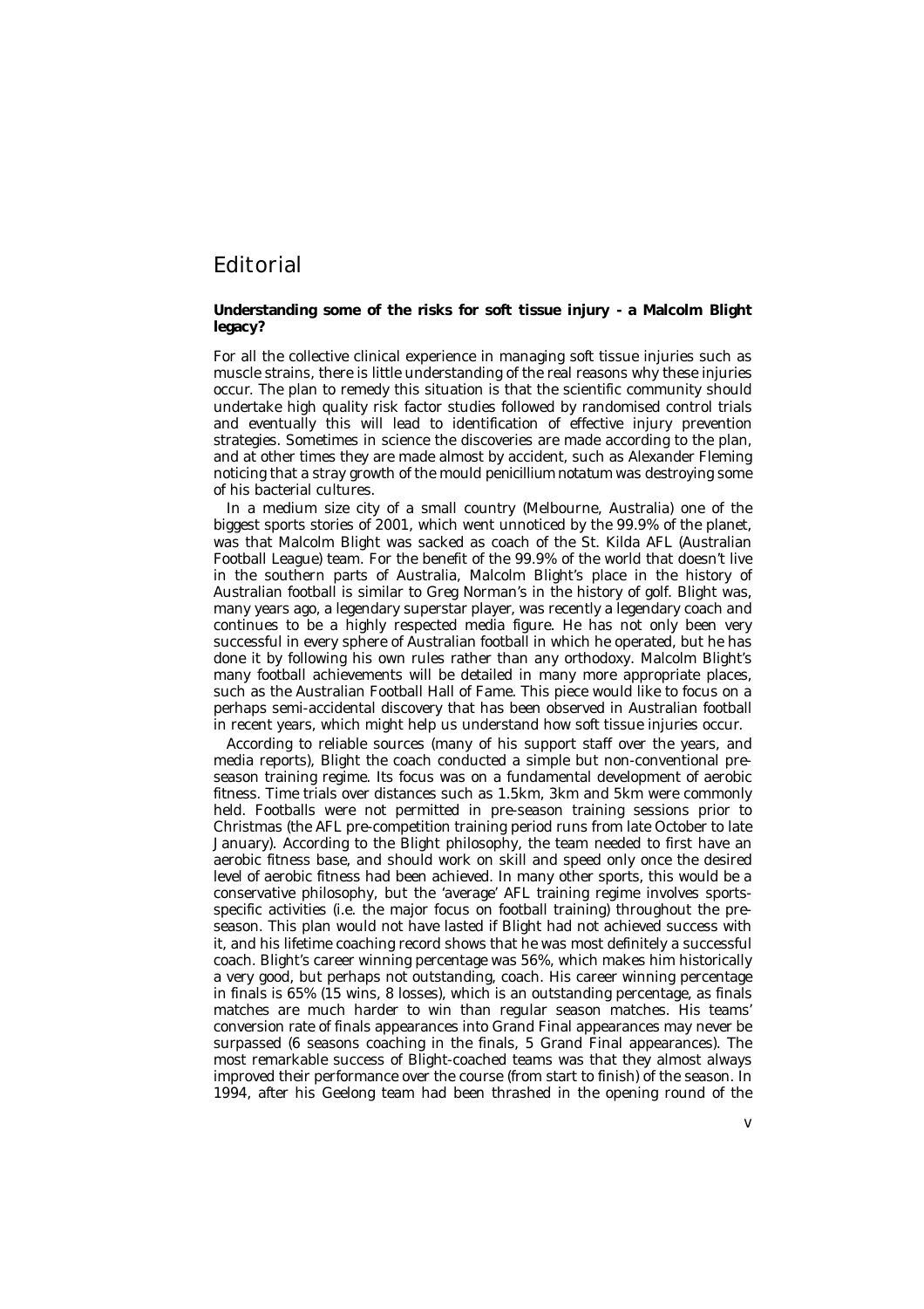# Editorial

**Understanding some of the risks for soft tissue injury - a Malcolm Blight legacy?**

For all the collective clinical experience in managing soft tissue injuries such as muscle strains, there is little understanding of the real reasons why these injuries occur. The plan to remedy this situation is that the scientific community should undertake high quality risk factor studies followed by randomised control trials and eventually this will lead to identification of effective injury prevention strategies. Sometimes in science the discoveries are made according to the plan, and at other times they are made almost by accident, such as Alexander Fleming noticing that a stray growth of the mould *penicillium notatum* was destroying some of his bacterial cultures.

In a medium size city of a small country (Melbourne, Australia) one of the biggest sports stories of 2001, which went unnoticed by the 99.9% of the planet, was that Malcolm Blight was sacked as coach of the St. Kilda AFL (Australian Football League) team. For the benefit of the 99.9% of the world that doesn't live in the southern parts of Australia, Malcolm Blight's place in the history of Australian football is similar to Greg Norman's in the history of golf. Blight was, many years ago, a legendary superstar player, was recently a legendary coach and continues to be a highly respected media figure. He has not only been very successful in every sphere of Australian football in which he operated, but he has done it by following his own rules rather than any orthodoxy. Malcolm Blight's many football achievements will be detailed in many more appropriate places, such as the Australian Football Hall of Fame. This piece would like to focus on a perhaps semi-accidental discovery that has been observed in Australian football in recent years, which might help us understand how soft tissue injuries occur.

According to reliable sources (many of his support staff over the years, and media reports), Blight the coach conducted a simple but non-conventional pre-season training regime. Its focus was on a fundamental development of aerobic fitness. Time trials over distances such as 1.5km, 3km and 5km were commonly held. Footballs were not permitted in pre-season training sessions prior to Christmas (the AFL pre-competition training period runs from late October to late January). According to the Blight philosophy, the team needed to first have an aerobic fitness base, and should work on skill and speed only once the desired level of aerobic fitness had been achieved. In many other sports, this would be a conservative philosophy, but the 'average' AFL training regime involves sports-specific activities (i.e. the major focus on football training) throughout the pre-season. This plan would not have lasted if Blight had not achieved success with it, and his lifetime coaching record shows that he was most definitely a successful coach. Blight's career winning percentage was 56%, which makes him historically a very good, but perhaps not outstanding, coach. His career winning percentage in finals is 65% (15 wins, 8 losses), which is an outstanding percentage, as finals matches are much harder to win than regular season matches. His teams' conversion rate of finals appearances into Grand Final appearances may never be surpassed (6 seasons coaching in the finals, 5 Grand Final appearances). The most remarkable success of Blight-coached teams was that they almost always improved their performance over the course (from start to finish) of the season. In 1994, after his Geelong team had been thrashed in the opening round of the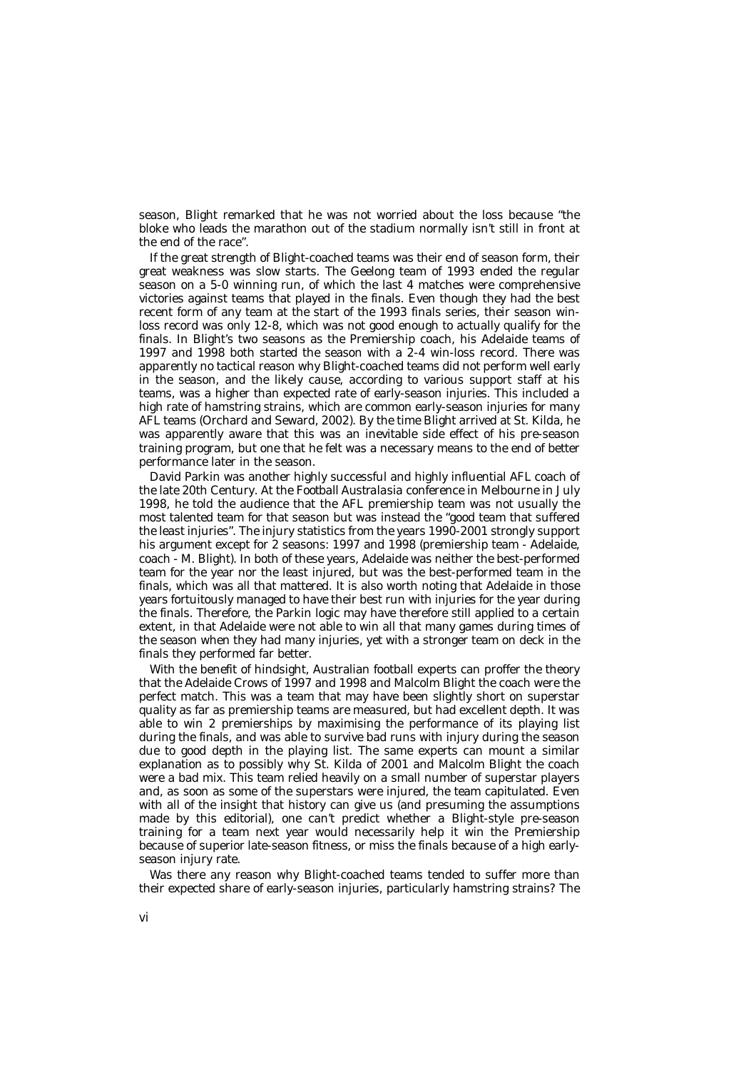season, Blight remarked that he was not worried about the loss because "the bloke who leads the marathon out of the stadium normally isn't still in front at the end of the race".

If the great strength of Blight-coached teams was their end of season form, their great weakness was slow starts. The Geelong team of 1993 ended the regular season on a 5-0 winning run, of which the last 4 matches were comprehensive victories against teams that played in the finals. Even though they had the best recent form of any team at the start of the 1993 finals series, their season win-loss record was only 12-8, which was not good enough to actually qualify for the finals. In Blight's two seasons as the Premiership coach, his Adelaide teams of 1997 and 1998 both started the season with a 2-4 win-loss record. There was apparently no tactical reason why Blight-coached teams did not perform well early in the season, and the likely cause, according to various support staff at his teams, was a higher than expected rate of early-season injuries. This included a high rate of hamstring strains, which are common early-season injuries for many AFL teams (Orchard and Seward, 2002). By the time Blight arrived at St. Kilda, he was apparently aware that this was an inevitable side effect of his pre-season training program, but one that he felt was a necessary means to the end of better performance later in the season.

David Parkin was another highly successful and highly influential AFL coach of the late 20th Century. At the *Football Australasia* conference in Melbourne in July 1998, he told the audience that the AFL premiership team was not usually the most talented team for that season but was instead the "good team that suffered the least injuries". The injury statistics from the years 1990-2001 strongly support his argument except for 2 seasons: 1997 and 1998 (premiership team - Adelaide, coach - M. Blight). In both of these years, Adelaide was neither the best-performed team for the year nor the least injured, but was the best-performed team in the finals, which was all that mattered. It is also worth noting that Adelaide in those years fortuitously managed to have their best run with injuries for the year during the finals. Therefore, the Parkin logic may have therefore still applied to a certain extent, in that Adelaide were not able to win all that many games during times of the season when they had many injuries, yet with a stronger team on deck in the finals they performed far better.

With the benefit of hindsight, Australian football experts can proffer the theory that the Adelaide Crows of 1997 and 1998 and Malcolm Blight the coach were the perfect match. This was a team that may have been slightly short on superstar quality as far as premiership teams are measured, but had excellent depth. It was able to win 2 premierships by maximising the performance of its playing list during the finals, and was able to survive bad runs with injury during the season due to good depth in the playing list. The same experts can mount a similar explanation as to possibly why St. Kilda of 2001 and Malcolm Blight the coach were a bad mix. This team relied heavily on a small number of superstar players and, as soon as some of the superstars were injured, the team capitulated. Even with all of the insight that history can give us (and presuming the assumptions made by this editorial), one can't predict whether a Blight-style pre-season training for a team next year would necessarily help it win the Premiership because of superior late-season fitness, or miss the finals because of a high early-season injury rate.

Was there any reason why Blight-coached teams tended to suffer more than their expected share of early-season injuries, particularly hamstring strains? The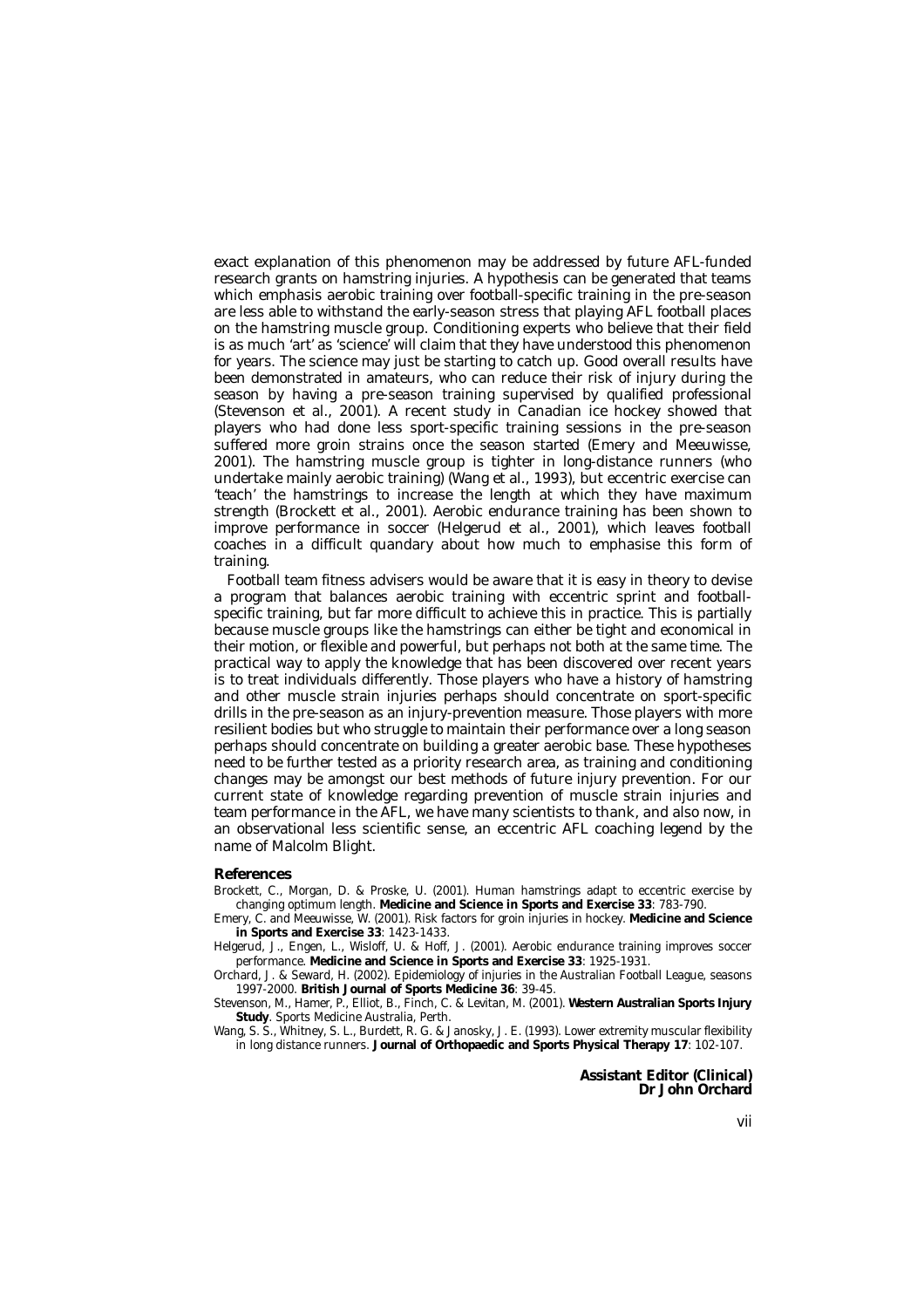exact explanation of this phenomenon may be addressed by future AFL-funded research grants on hamstring injuries. A hypothesis can be generated that teams which emphasis aerobic training over football-specific training in the pre-season are less able to withstand the early-season stress that playing AFL football places on the hamstring muscle group. Conditioning experts who believe that their field is as much 'art' as 'science' will claim that they have understood this phenomenon for years. The science may just be starting to catch up. Good overall results have been demonstrated in amateurs, who can reduce their risk of injury during the season by having a pre-season training supervised by qualified professional (Stevenson et al., 2001). A recent study in Canadian ice hockey showed that players who had done less sport-specific training sessions in the pre-season suffered more groin strains once the season started (Emery and Meeuwisse, 2001). The hamstring muscle group is tighter in long-distance runners (who undertake mainly aerobic training) (Wang et al., 1993), but eccentric exercise can 'teach' the hamstrings to increase the length at which they have maximum strength (Brockett et al., 2001). Aerobic endurance training has been shown to improve performance in soccer (Helgerud et al., 2001), which leaves football coaches in a difficult quandary about how much to emphasise this form of training.

Football team fitness advisers would be aware that it is easy in theory to devise a program that balances aerobic training with eccentric sprint and football-specific training, but far more difficult to achieve this in practice. This is partially because muscle groups like the hamstrings can either be tight and economical in their motion, or flexible and powerful, but perhaps not both at the same time. The practical way to apply the knowledge that has been discovered over recent years is to treat individuals differently. Those players who have a history of hamstring and other muscle strain injuries perhaps should concentrate on sport-specific drills in the pre-season as an injury-prevention measure. Those players with more resilient bodies but who struggle to maintain their performance over a long season perhaps should concentrate on building a greater aerobic base. These hypotheses need to be further tested as a priority research area, as training and conditioning changes may be amongst our best methods of future injury prevention. For our current state of knowledge regarding prevention of muscle strain injuries and team performance in the AFL, we have many scientists to thank, and also now, in an observational less scientific sense, an eccentric AFL coaching legend by the name of Malcolm Blight.

**References**

Brockett, C., Morgan, D. & Proske, U. (2001). Human hamstrings adapt to eccentric exercise by changing optimum length. **Medicine and Science in Sports and Exercise 33**: 783-790.

Emery, C. and Meeuwisse, W. (2001). Risk factors for groin injuries in hockey. **Medicine and Science in Sports and Exercise 33**: 1423-1433.

Helgerud, J., Engen, L., Wisloff, U. & Hoff, J. (2001). Aerobic endurance training improves soccer performance. **Medicine and Science in Sports and Exercise 33**: 1925-1931.

Orchard, J. & Seward, H. (2002). Epidemiology of injuries in the Australian Football League, seasons 1997-2000. **British Journal of Sports Medicine 36**: 39-45.

Stevenson, M., Hamer, P., Elliot, B., Finch, C. & Levitan, M. (2001). **Western Australian Sports Injury Study**. Sports Medicine Australia, Perth.

Wang, S. S., Whitney, S. L., Burdett, R. G. & Janosky, J. E. (1993). Lower extremity muscular flexibility in long distance runners. **Journal of Orthopaedic and Sports Physical Therapy 17**: 102-107.

**Assistant Editor (Clinical)**
**Dr John Orchard**